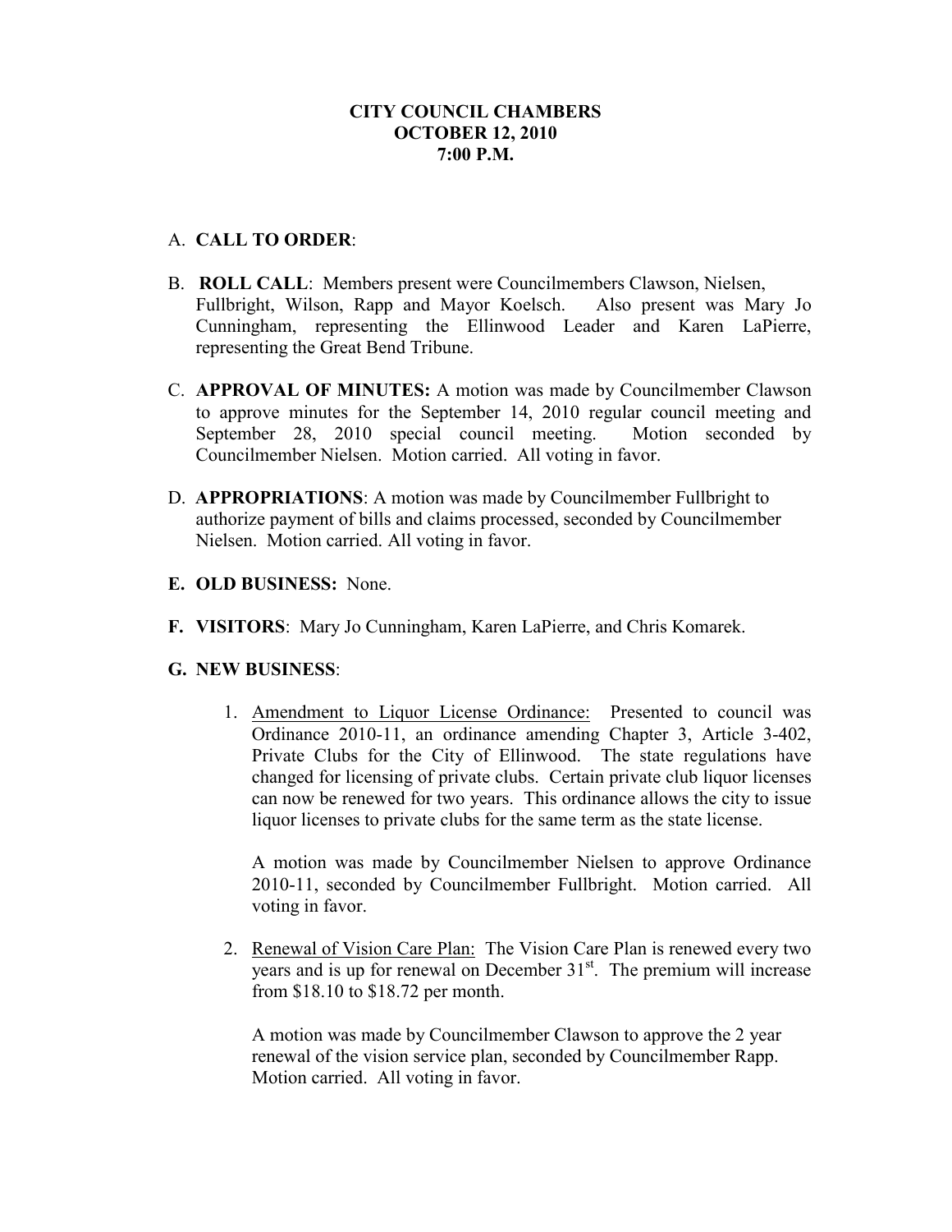**CITY COUNCIL CHAMBERS**
**OCTOBER 12, 2010**
**7:00 P.M.**

A. **CALL TO ORDER**:

B. **ROLL CALL**: Members present were Councilmembers Clawson, Nielsen, Fullbright, Wilson, Rapp and Mayor Koelsch. Also present was Mary Jo Cunningham, representing the Ellinwood Leader and Karen LaPierre, representing the Great Bend Tribune.

C. **APPROVAL OF MINUTES:** A motion was made by Councilmember Clawson to approve minutes for the September 14, 2010 regular council meeting and September 28, 2010 special council meeting. Motion seconded by Councilmember Nielsen. Motion carried. All voting in favor.

D. **APPROPRIATIONS**: A motion was made by Councilmember Fullbright to authorize payment of bills and claims processed, seconded by Councilmember Nielsen. Motion carried. All voting in favor.

E. **OLD BUSINESS:** None.

F. **VISITORS**: Mary Jo Cunningham, Karen LaPierre, and Chris Komarek.

G. **NEW BUSINESS**:

1. Amendment to Liquor License Ordinance: Presented to council was Ordinance 2010-11, an ordinance amending Chapter 3, Article 3-402, Private Clubs for the City of Ellinwood. The state regulations have changed for licensing of private clubs. Certain private club liquor licenses can now be renewed for two years. This ordinance allows the city to issue liquor licenses to private clubs for the same term as the state license.

   A motion was made by Councilmember Nielsen to approve Ordinance 2010-11, seconded by Councilmember Fullbright. Motion carried. All voting in favor.

2. Renewal of Vision Care Plan: The Vision Care Plan is renewed every two years and is up for renewal on December 31st. The premium will increase from $18.10 to $18.72 per month.

   A motion was made by Councilmember Clawson to approve the 2 year renewal of the vision service plan, seconded by Councilmember Rapp. Motion carried. All voting in favor.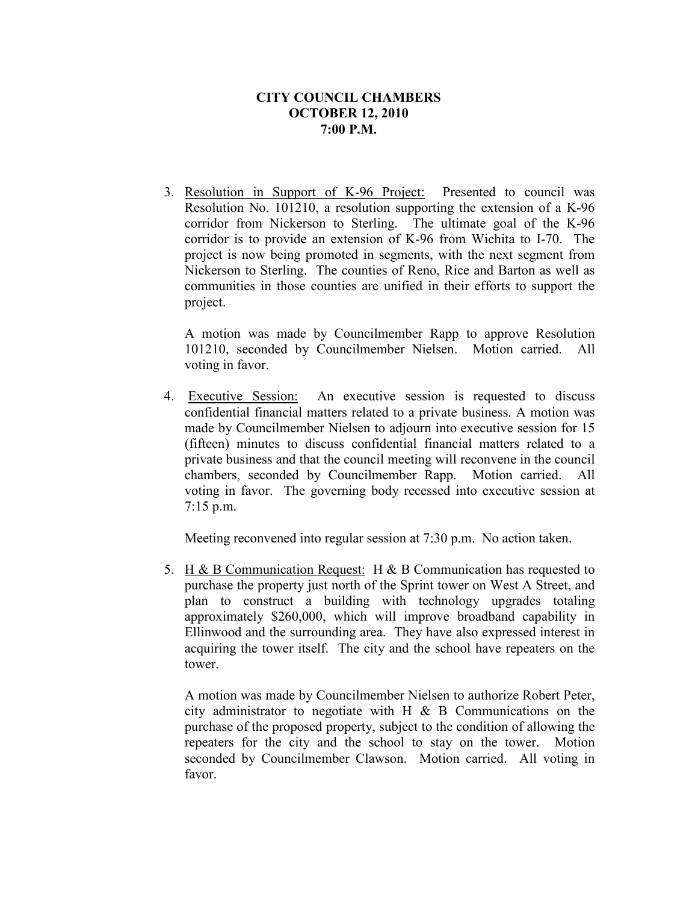**CITY COUNCIL CHAMBERS**
**OCTOBER 12, 2010**
**7:00 P.M.**

3. <u>Resolution in Support of K-96 Project:</u> Presented to council was Resolution No. 101210, a resolution supporting the extension of a K-96 corridor from Nickerson to Sterling. The ultimate goal of the K-96 corridor is to provide an extension of K-96 from Wichita to I-70. The project is now being promoted in segments, with the next segment from Nickerson to Sterling. The counties of Reno, Rice and Barton as well as communities in those counties are unified in their efforts to support the project.

   A motion was made by Councilmember Rapp to approve Resolution 101210, seconded by Councilmember Nielsen. Motion carried. All voting in favor.

4. <u>Executive Session:</u> An executive session is requested to discuss confidential financial matters related to a private business. A motion was made by Councilmember Nielsen to adjourn into executive session for 15 (fifteen) minutes to discuss confidential financial matters related to a private business and that the council meeting will reconvene in the council chambers, seconded by Councilmember Rapp. Motion carried. All voting in favor. The governing body recessed into executive session at 7:15 p.m.

   Meeting reconvened into regular session at 7:30 p.m. No action taken.

5. <u>H & B Communication Request:</u> H & B Communication has requested to purchase the property just north of the Sprint tower on West A Street, and plan to construct a building with technology upgrades totaling approximately $260,000, which will improve broadband capability in Ellinwood and the surrounding area. They have also expressed interest in acquiring the tower itself. The city and the school have repeaters on the tower.

   A motion was made by Councilmember Nielsen to authorize Robert Peter, city administrator to negotiate with H & B Communications on the purchase of the proposed property, subject to the condition of allowing the repeaters for the city and the school to stay on the tower. Motion seconded by Councilmember Clawson. Motion carried. All voting in favor.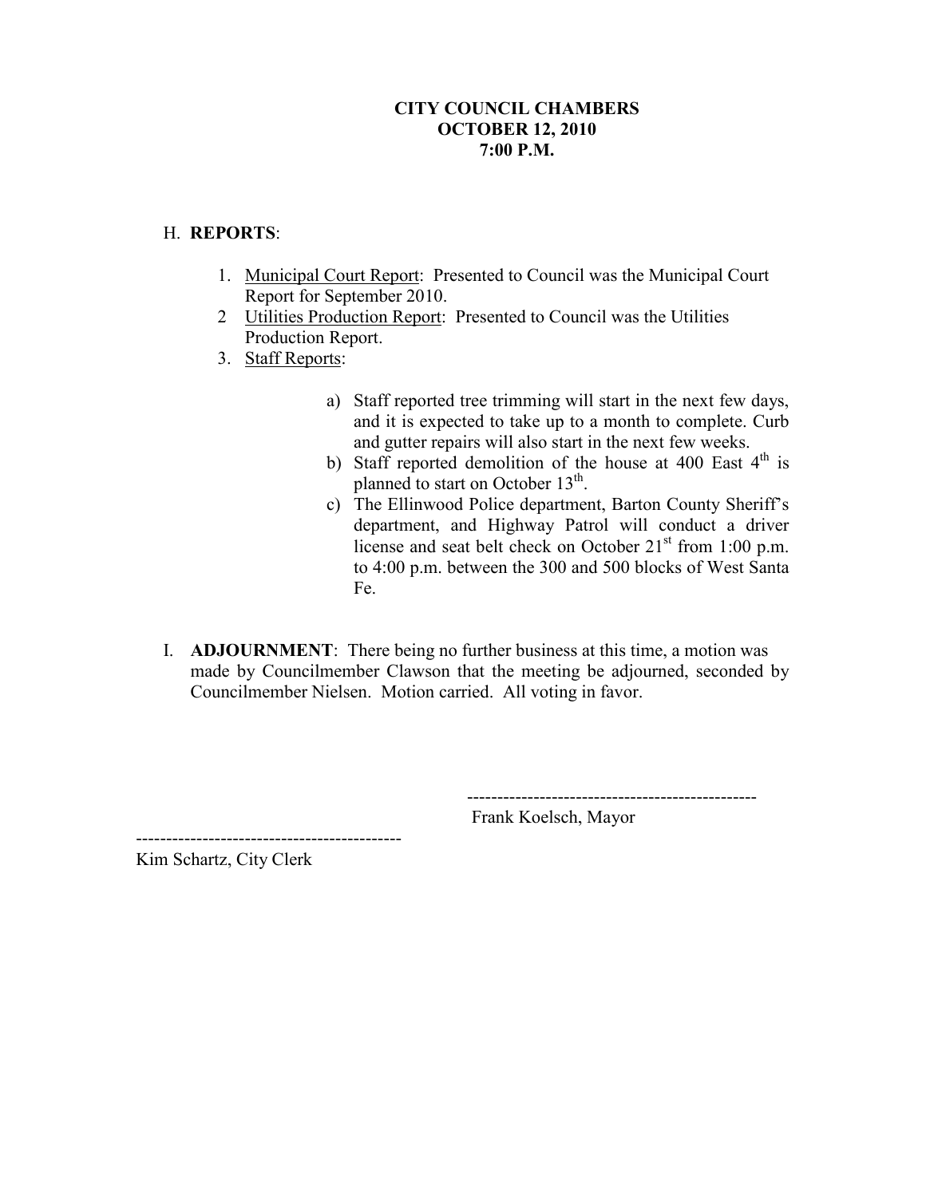**CITY COUNCIL CHAMBERS**
**OCTOBER 12, 2010**
**7:00 P.M.**

H. **REPORTS**:

1. Municipal Court Report: Presented to Council was the Municipal Court Report for September 2010.
2. Utilities Production Report: Presented to Council was the Utilities Production Report.
3. Staff Reports:

   a) Staff reported tree trimming will start in the next few days, and it is expected to take up to a month to complete. Curb and gutter repairs will also start in the next few weeks.
   b) Staff reported demolition of the house at 400 East 4th is planned to start on October 13th.
   c) The Ellinwood Police department, Barton County Sheriff's department, and Highway Patrol will conduct a driver license and seat belt check on October 21st from 1:00 p.m. to 4:00 p.m. between the 300 and 500 blocks of West Santa Fe.

I. **ADJOURNMENT**: There being no further business at this time, a motion was made by Councilmember Clawson that the meeting be adjourned, seconded by Councilmember Nielsen. Motion carried. All voting in favor.

------------------------------------------------
Frank Koelsch, Mayor

--------------------------------------------
Kim Schartz, City Clerk